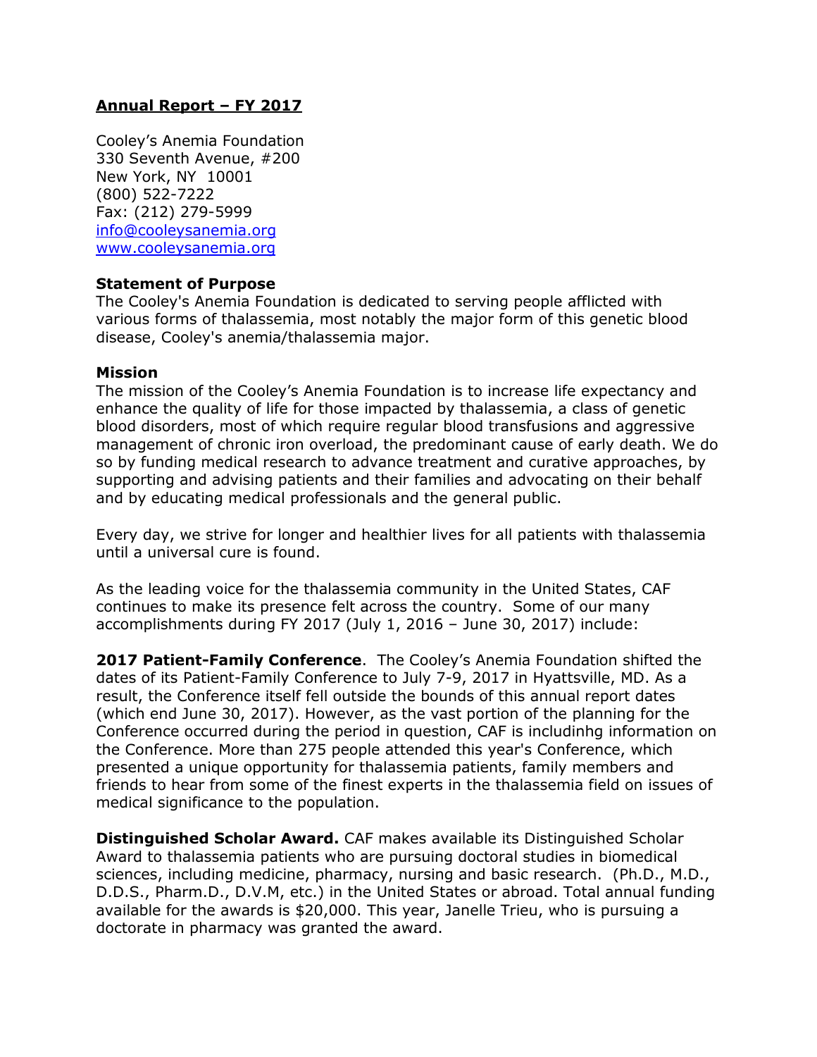# Annual Report – FY 2017

Cooley's Anemia Foundation
330 Seventh Avenue, #200
New York, NY 10001
(800) 522-7222
Fax: (212) 279-5999
info@cooleysanemia.org
www.cooleysanemia.org

**Statement of Purpose**
The Cooley's Anemia Foundation is dedicated to serving people afflicted with various forms of thalassemia, most notably the major form of this genetic blood disease, Cooley's anemia/thalassemia major.

**Mission**
The mission of the Cooley's Anemia Foundation is to increase life expectancy and enhance the quality of life for those impacted by thalassemia, a class of genetic blood disorders, most of which require regular blood transfusions and aggressive management of chronic iron overload, the predominant cause of early death. We do so by funding medical research to advance treatment and curative approaches, by supporting and advising patients and their families and advocating on their behalf and by educating medical professionals and the general public.

Every day, we strive for longer and healthier lives for all patients with thalassemia until a universal cure is found.

As the leading voice for the thalassemia community in the United States, CAF continues to make its presence felt across the country. Some of our many accomplishments during FY 2017 (July 1, 2016 – June 30, 2017) include:

**2017 Patient-Family Conference**. The Cooley's Anemia Foundation shifted the dates of its Patient-Family Conference to July 7-9, 2017 in Hyattsville, MD. As a result, the Conference itself fell outside the bounds of this annual report dates (which end June 30, 2017). However, as the vast portion of the planning for the Conference occurred during the period in question, CAF is includinhg information on the Conference. More than 275 people attended this year's Conference, which presented a unique opportunity for thalassemia patients, family members and friends to hear from some of the finest experts in the thalassemia field on issues of medical significance to the population.

**Distinguished Scholar Award.** CAF makes available its Distinguished Scholar Award to thalassemia patients who are pursuing doctoral studies in biomedical sciences, including medicine, pharmacy, nursing and basic research. (Ph.D., M.D., D.D.S., Pharm.D., D.V.M, etc.) in the United States or abroad. Total annual funding available for the awards is $20,000. This year, Janelle Trieu, who is pursuing a doctorate in pharmacy was granted the award.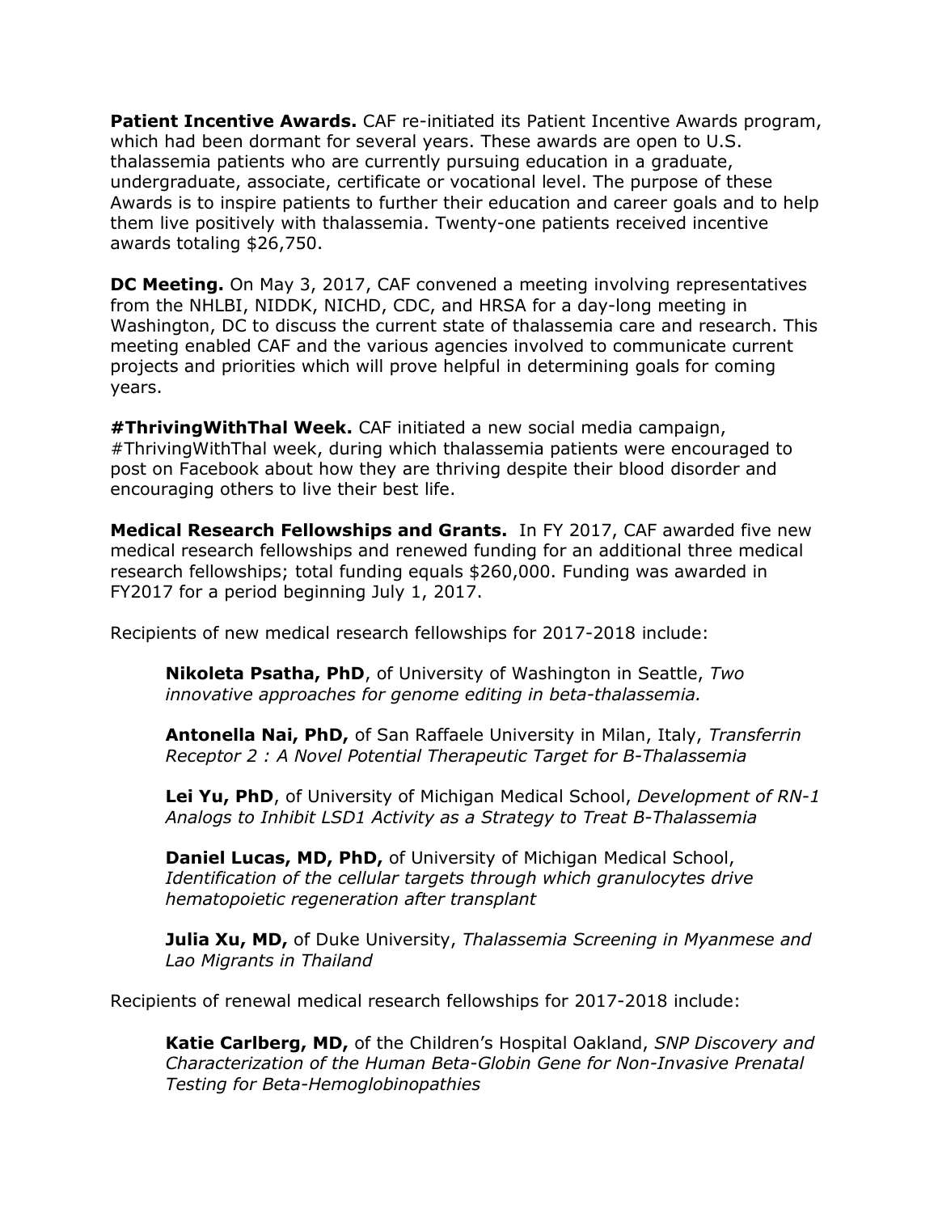**Patient Incentive Awards.** CAF re-initiated its Patient Incentive Awards program, which had been dormant for several years. These awards are open to U.S. thalassemia patients who are currently pursuing education in a graduate, undergraduate, associate, certificate or vocational level. The purpose of these Awards is to inspire patients to further their education and career goals and to help them live positively with thalassemia. Twenty-one patients received incentive awards totaling $26,750.

**DC Meeting.** On May 3, 2017, CAF convened a meeting involving representatives from the NHLBI, NIDDK, NICHD, CDC, and HRSA for a day-long meeting in Washington, DC to discuss the current state of thalassemia care and research. This meeting enabled CAF and the various agencies involved to communicate current projects and priorities which will prove helpful in determining goals for coming years.

**#ThrivingWithThal Week.** CAF initiated a new social media campaign, #ThrivingWithThal week, during which thalassemia patients were encouraged to post on Facebook about how they are thriving despite their blood disorder and encouraging others to live their best life.

**Medical Research Fellowships and Grants.** In FY 2017, CAF awarded five new medical research fellowships and renewed funding for an additional three medical research fellowships; total funding equals $260,000. Funding was awarded in FY2017 for a period beginning July 1, 2017.

Recipients of new medical research fellowships for 2017-2018 include:

> **Nikoleta Psatha, PhD**, of University of Washington in Seattle, *Two innovative approaches for genome editing in beta-thalassemia.*
>
> **Antonella Nai, PhD,** of San Raffaele University in Milan, Italy, *Transferrin Receptor 2 : A Novel Potential Therapeutic Target for B-Thalassemia*
>
> **Lei Yu, PhD**, of University of Michigan Medical School, *Development of RN-1 Analogs to Inhibit LSD1 Activity as a Strategy to Treat B-Thalassemia*
>
> **Daniel Lucas, MD, PhD,** of University of Michigan Medical School, *Identification of the cellular targets through which granulocytes drive hematopoietic regeneration after transplant*
>
> **Julia Xu, MD,** of Duke University, *Thalassemia Screening in Myanmese and Lao Migrants in Thailand*

Recipients of renewal medical research fellowships for 2017-2018 include:

> **Katie Carlberg, MD,** of the Children's Hospital Oakland, *SNP Discovery and Characterization of the Human Beta-Globin Gene for Non-Invasive Prenatal Testing for Beta-Hemoglobinopathies*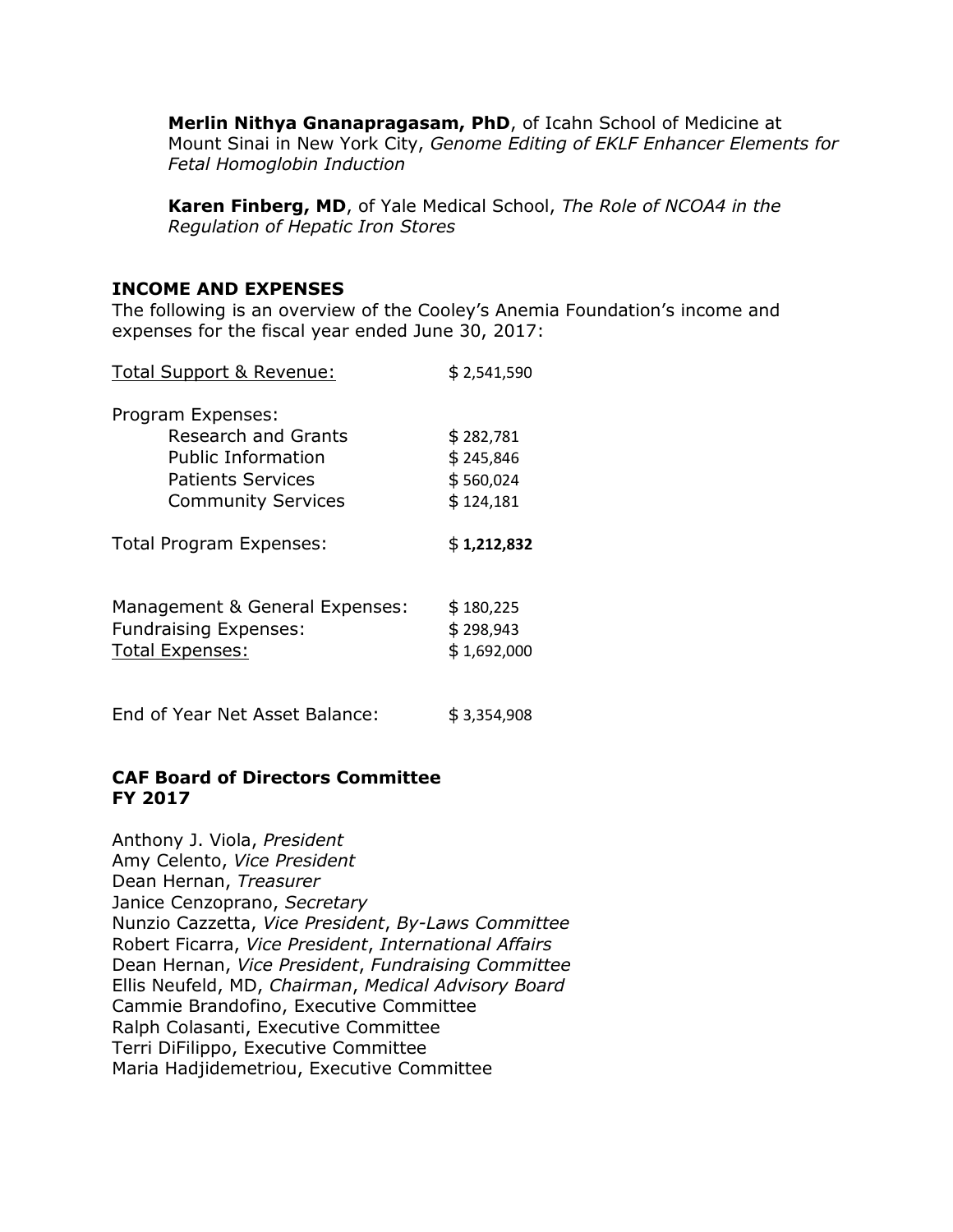**Merlin Nithya Gnanapragasam, PhD**, of Icahn School of Medicine at Mount Sinai in New York City, *Genome Editing of EKLF Enhancer Elements for Fetal Homoglobin Induction*

**Karen Finberg, MD**, of Yale Medical School, *The Role of NCOA4 in the Regulation of Hepatic Iron Stores*

## INCOME AND EXPENSES

The following is an overview of the Cooley's Anemia Foundation's income and expenses for the fiscal year ended June 30, 2017:

| | |
|---|---|
| <u>Total Support & Revenue:</u> | $ 2,541,590 |
| Program Expenses: | |
| Research and Grants | $ 282,781 |
| Public Information | $ 245,846 |
| Patients Services | $ 560,024 |
| Community Services | $ 124,181 |
| Total Program Expenses: | $ **1,212,832** |
| Management & General Expenses: | $ 180,225 |
| Fundraising Expenses: | $ 298,943 |
| <u>Total Expenses:</u> | $ 1,692,000 |
| End of Year Net Asset Balance: | $ 3,354,908 |

## CAF Board of Directors Committee FY 2017

Anthony J. Viola, *President*
Amy Celento, *Vice President*
Dean Hernan, *Treasurer*
Janice Cenzoprano, *Secretary*
Nunzio Cazzetta, *Vice President*, *By-Laws Committee*
Robert Ficarra, *Vice President*, *International Affairs*
Dean Hernan, *Vice President*, *Fundraising Committee*
Ellis Neufeld, MD, *Chairman*, *Medical Advisory Board*
Cammie Brandofino, Executive Committee
Ralph Colasanti, Executive Committee
Terri DiFilippo, Executive Committee
Maria Hadjidemetriou, Executive Committee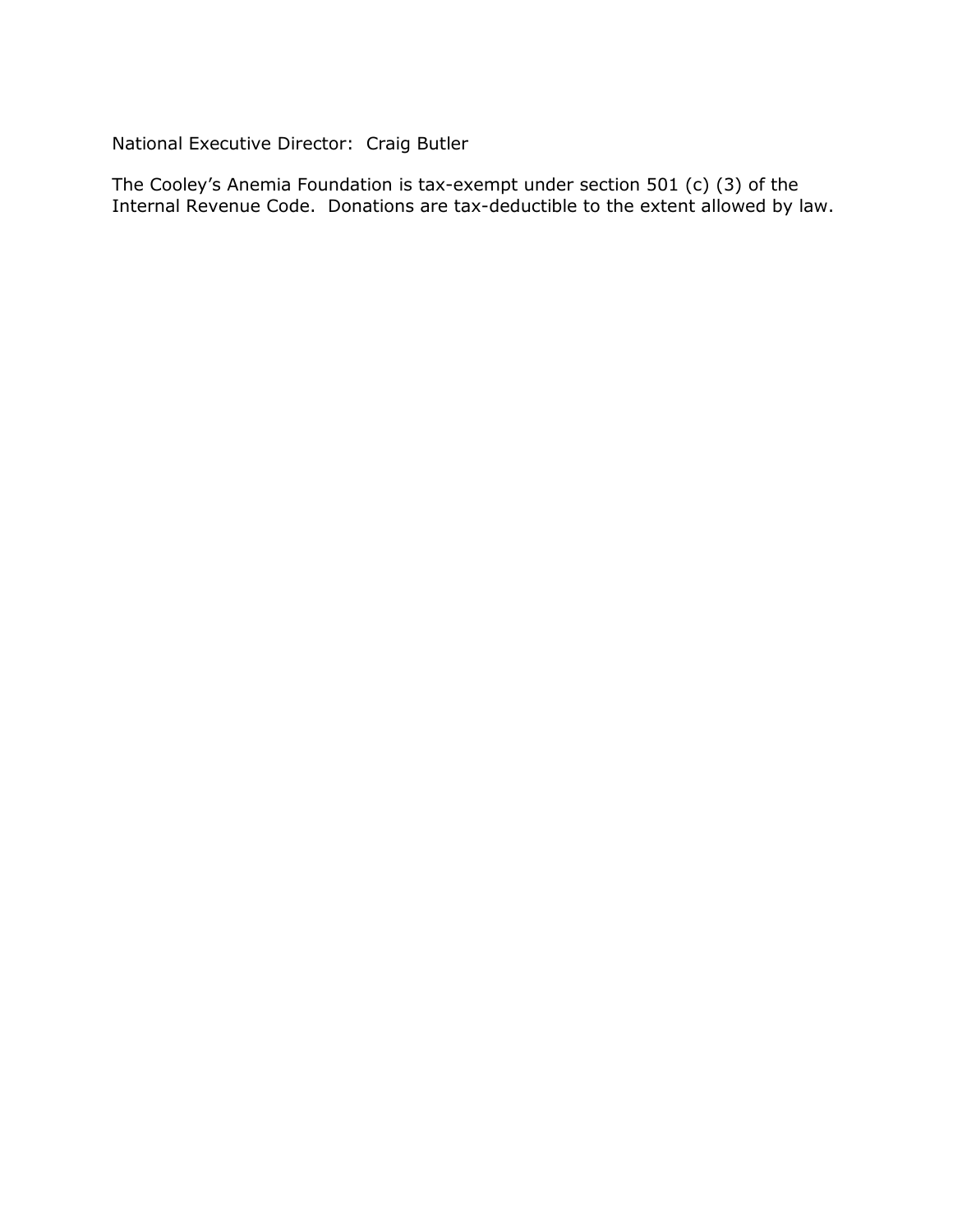National Executive Director:  Craig Butler

The Cooley's Anemia Foundation is tax-exempt under section 501 (c) (3) of the Internal Revenue Code.  Donations are tax-deductible to the extent allowed by law.